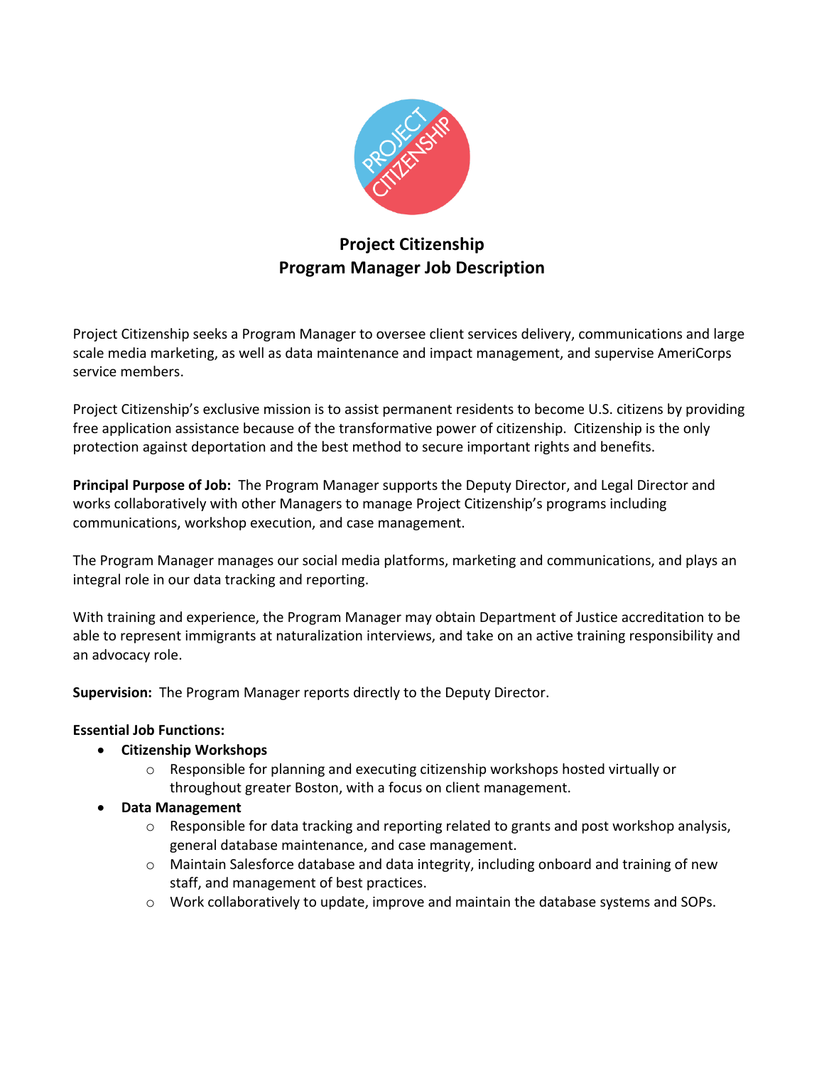# Project Citizenship
## Program Manager Job Description

Project Citizenship seeks a Program Manager to oversee client services delivery, communications and large scale media marketing, as well as data maintenance and impact management, and supervise AmeriCorps service members.

Project Citizenship's exclusive mission is to assist permanent residents to become U.S. citizens by providing free application assistance because of the transformative power of citizenship. Citizenship is the only protection against deportation and the best method to secure important rights and benefits.

**Principal Purpose of Job:** The Program Manager supports the Deputy Director, and Legal Director and works collaboratively with other Managers to manage Project Citizenship's programs including communications, workshop execution, and case management.

The Program Manager manages our social media platforms, marketing and communications, and plays an integral role in our data tracking and reporting.

With training and experience, the Program Manager may obtain Department of Justice accreditation to be able to represent immigrants at naturalization interviews, and take on an active training responsibility and an advocacy role.

**Supervision:** The Program Manager reports directly to the Deputy Director.

**Essential Job Functions:**

- **Citizenship Workshops**
  - Responsible for planning and executing citizenship workshops hosted virtually or throughout greater Boston, with a focus on client management.
- **Data Management**
  - Responsible for data tracking and reporting related to grants and post workshop analysis, general database maintenance, and case management.
  - Maintain Salesforce database and data integrity, including onboard and training of new staff, and management of best practices.
  - Work collaboratively to update, improve and maintain the database systems and SOPs.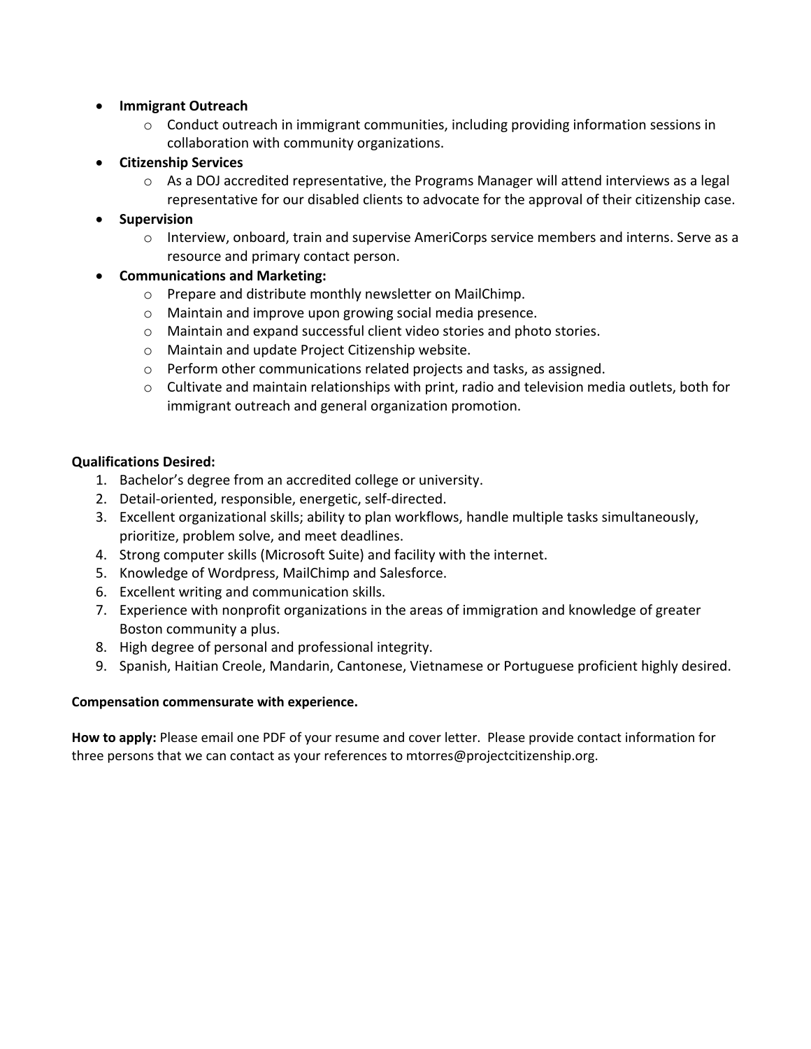- **Immigrant Outreach**
    - Conduct outreach in immigrant communities, including providing information sessions in collaboration with community organizations.
- **Citizenship Services**
    - As a DOJ accredited representative, the Programs Manager will attend interviews as a legal representative for our disabled clients to advocate for the approval of their citizenship case.
- **Supervision**
    - Interview, onboard, train and supervise AmeriCorps service members and interns. Serve as a resource and primary contact person.
- **Communications and Marketing:**
    - Prepare and distribute monthly newsletter on MailChimp.
    - Maintain and improve upon growing social media presence.
    - Maintain and expand successful client video stories and photo stories.
    - Maintain and update Project Citizenship website.
    - Perform other communications related projects and tasks, as assigned.
    - Cultivate and maintain relationships with print, radio and television media outlets, both for immigrant outreach and general organization promotion.

**Qualifications Desired:**

1. Bachelor's degree from an accredited college or university.
2. Detail-oriented, responsible, energetic, self-directed.
3. Excellent organizational skills; ability to plan workflows, handle multiple tasks simultaneously, prioritize, problem solve, and meet deadlines.
4. Strong computer skills (Microsoft Suite) and facility with the internet.
5. Knowledge of Wordpress, MailChimp and Salesforce.
6. Excellent writing and communication skills.
7. Experience with nonprofit organizations in the areas of immigration and knowledge of greater Boston community a plus.
8. High degree of personal and professional integrity.
9. Spanish, Haitian Creole, Mandarin, Cantonese, Vietnamese or Portuguese proficient highly desired.

**Compensation commensurate with experience.**

**How to apply:** Please email one PDF of your resume and cover letter. Please provide contact information for three persons that we can contact as your references to mtorres@projectcitizenship.org.